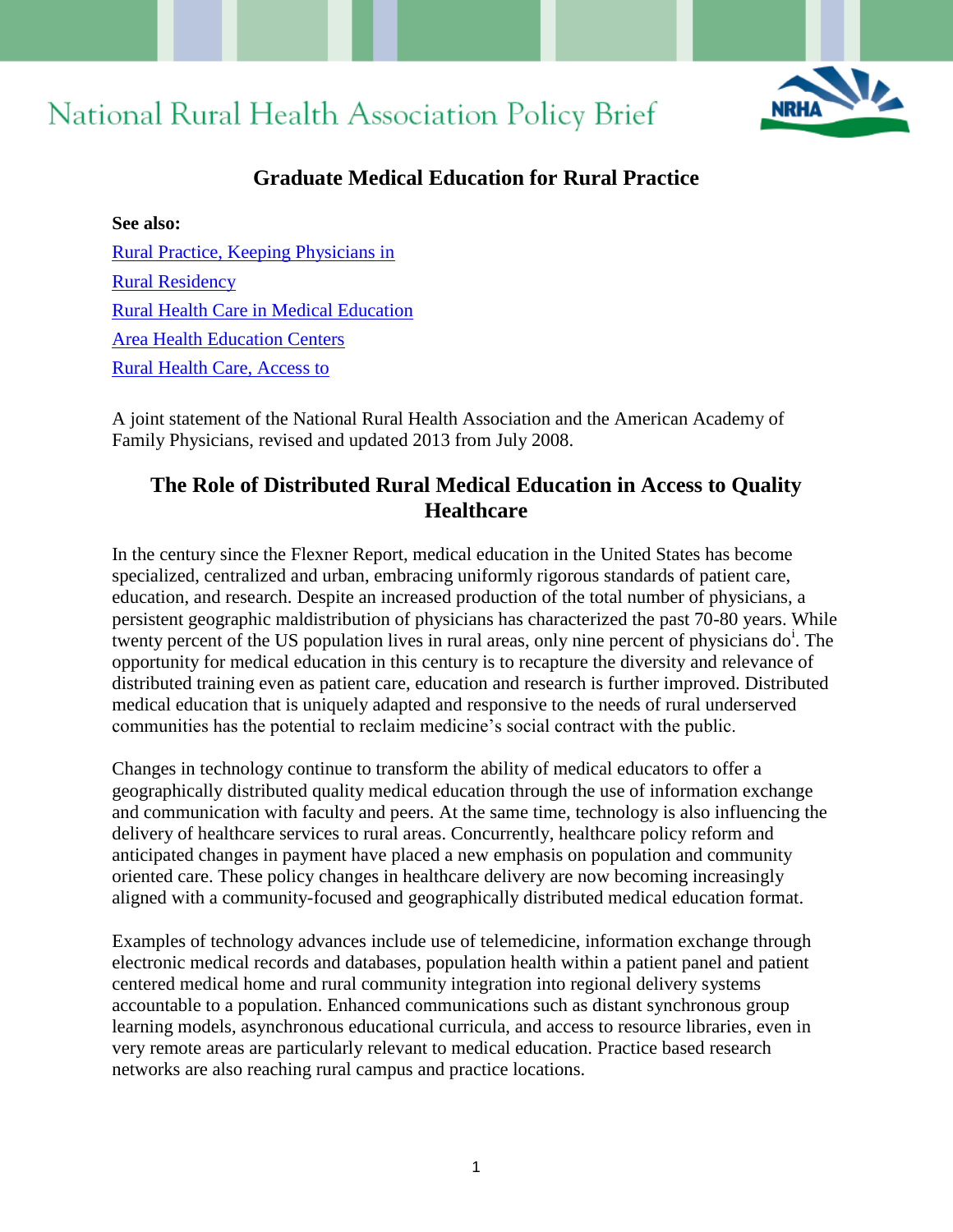# National Rural Health Association Policy Brief

## Graduate Medical Education for Rural Practice

**See also:**

Rural Practice, Keeping Physicians in

Rural Residency

Rural Health Care in Medical Education

Area Health Education Centers

Rural Health Care, Access to

A joint statement of the National Rural Health Association and the American Academy of Family Physicians, revised and updated 2013 from July 2008.

## The Role of Distributed Rural Medical Education in Access to Quality Healthcare

In the century since the Flexner Report, medical education in the United States has become specialized, centralized and urban, embracing uniformly rigorous standards of patient care, education, and research. Despite an increased production of the total number of physicians, a persistent geographic maldistribution of physicians has characterized the past 70-80 years. While twenty percent of the US population lives in rural areas, only nine percent of physicians do[i]. The opportunity for medical education in this century is to recapture the diversity and relevance of distributed training even as patient care, education and research is further improved. Distributed medical education that is uniquely adapted and responsive to the needs of rural underserved communities has the potential to reclaim medicine's social contract with the public.

Changes in technology continue to transform the ability of medical educators to offer a geographically distributed quality medical education through the use of information exchange and communication with faculty and peers. At the same time, technology is also influencing the delivery of healthcare services to rural areas. Concurrently, healthcare policy reform and anticipated changes in payment have placed a new emphasis on population and community oriented care. These policy changes in healthcare delivery are now becoming increasingly aligned with a community-focused and geographically distributed medical education format.

Examples of technology advances include use of telemedicine, information exchange through electronic medical records and databases, population health within a patient panel and patient centered medical home and rural community integration into regional delivery systems accountable to a population. Enhanced communications such as distant synchronous group learning models, asynchronous educational curricula, and access to resource libraries, even in very remote areas are particularly relevant to medical education. Practice based research networks are also reaching rural campus and practice locations.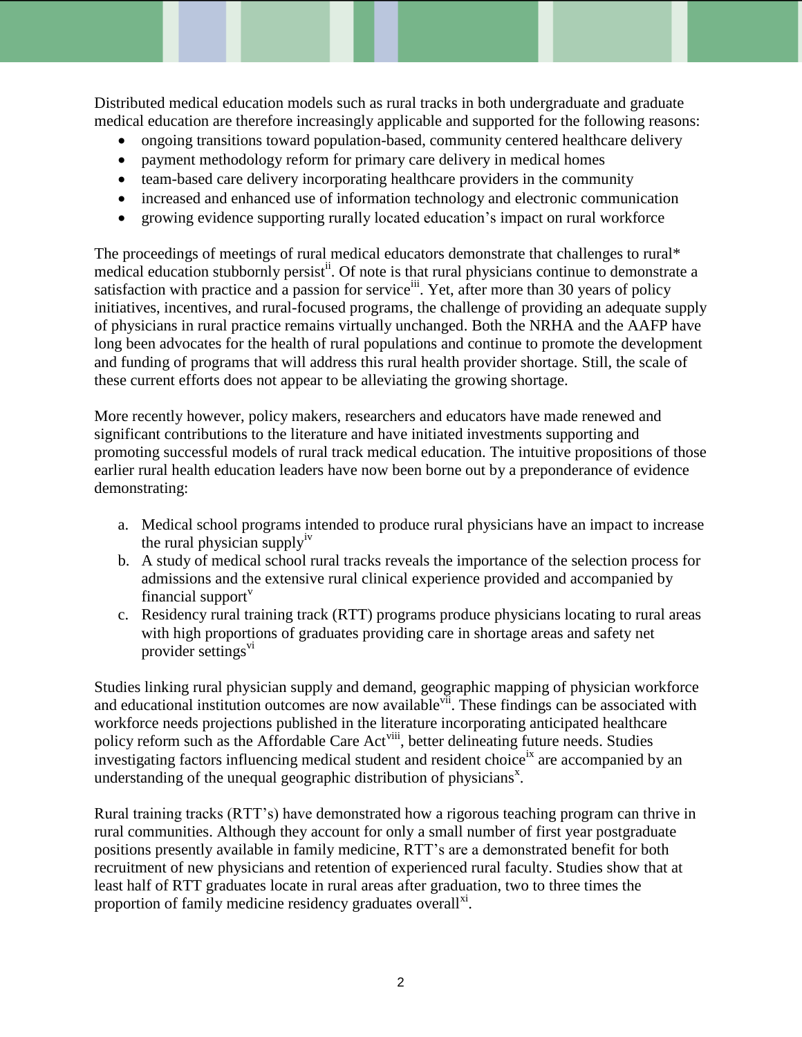Distributed medical education models such as rural tracks in both undergraduate and graduate medical education are therefore increasingly applicable and supported for the following reasons:

- ongoing transitions toward population-based, community centered healthcare delivery
- payment methodology reform for primary care delivery in medical homes
- team-based care delivery incorporating healthcare providers in the community
- increased and enhanced use of information technology and electronic communication
- growing evidence supporting rurally located education's impact on rural workforce

The proceedings of meetings of rural medical educators demonstrate that challenges to rural* medical education stubbornly persist[ii]. Of note is that rural physicians continue to demonstrate a satisfaction with practice and a passion for service[iii]. Yet, after more than 30 years of policy initiatives, incentives, and rural-focused programs, the challenge of providing an adequate supply of physicians in rural practice remains virtually unchanged. Both the NRHA and the AAFP have long been advocates for the health of rural populations and continue to promote the development and funding of programs that will address this rural health provider shortage. Still, the scale of these current efforts does not appear to be alleviating the growing shortage.

More recently however, policy makers, researchers and educators have made renewed and significant contributions to the literature and have initiated investments supporting and promoting successful models of rural track medical education. The intuitive propositions of those earlier rural health education leaders have now been borne out by a preponderance of evidence demonstrating:

a. Medical school programs intended to produce rural physicians have an impact to increase the rural physician supply[iv]
b. A study of medical school rural tracks reveals the importance of the selection process for admissions and the extensive rural clinical experience provided and accompanied by financial support[v]
c. Residency rural training track (RTT) programs produce physicians locating to rural areas with high proportions of graduates providing care in shortage areas and safety net provider settings[vi]

Studies linking rural physician supply and demand, geographic mapping of physician workforce and educational institution outcomes are now available[vii]. These findings can be associated with workforce needs projections published in the literature incorporating anticipated healthcare policy reform such as the Affordable Care Act[viii], better delineating future needs. Studies investigating factors influencing medical student and resident choice[ix] are accompanied by an understanding of the unequal geographic distribution of physicians[x].

Rural training tracks (RTT's) have demonstrated how a rigorous teaching program can thrive in rural communities. Although they account for only a small number of first year postgraduate positions presently available in family medicine, RTT's are a demonstrated benefit for both recruitment of new physicians and retention of experienced rural faculty. Studies show that at least half of RTT graduates locate in rural areas after graduation, two to three times the proportion of family medicine residency graduates overall[xi].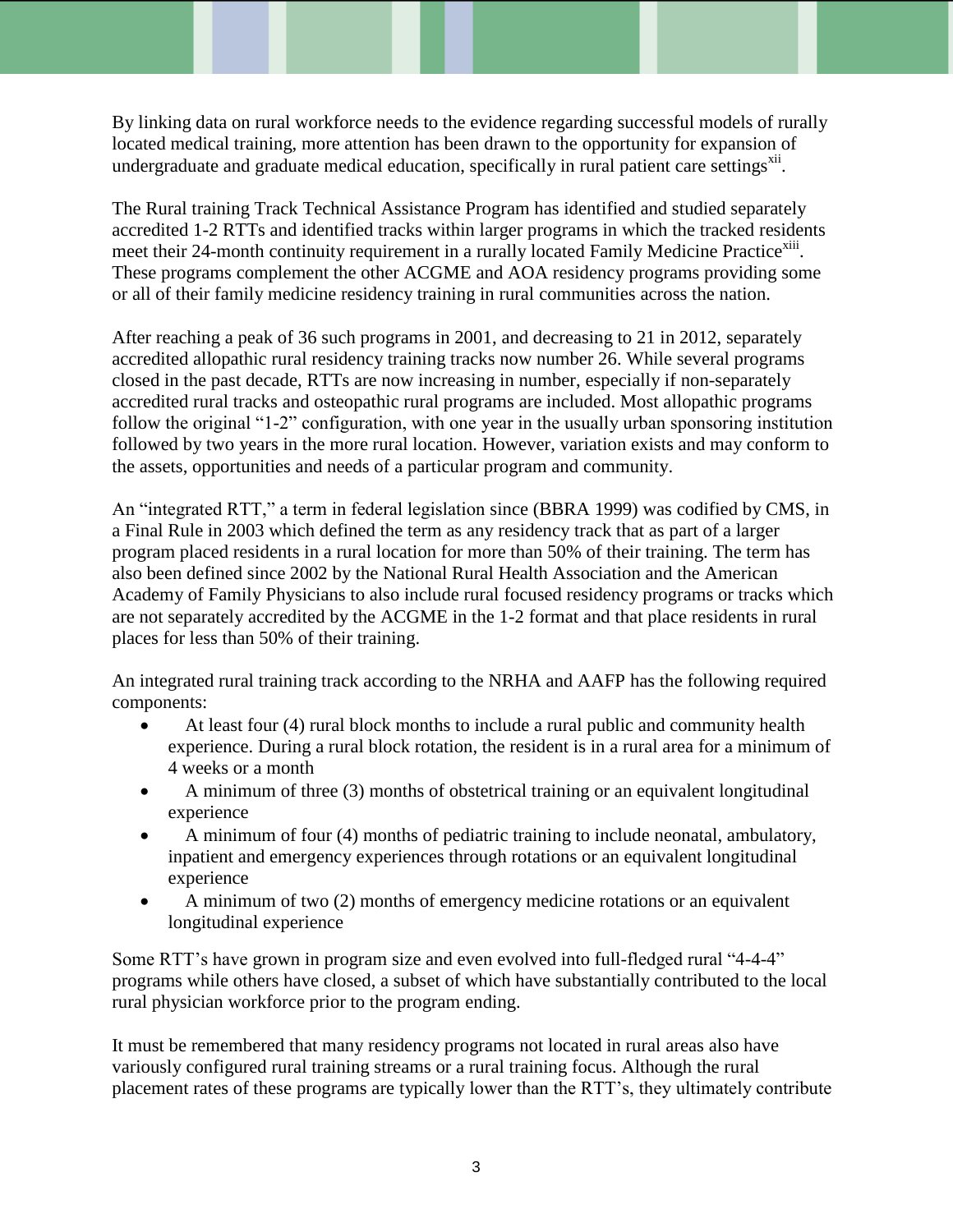By linking data on rural workforce needs to the evidence regarding successful models of rurally located medical training, more attention has been drawn to the opportunity for expansion of undergraduate and graduate medical education, specifically in rural patient care settings[xii].

The Rural training Track Technical Assistance Program has identified and studied separately accredited 1-2 RTTs and identified tracks within larger programs in which the tracked residents meet their 24-month continuity requirement in a rurally located Family Medicine Practice[xiii]. These programs complement the other ACGME and AOA residency programs providing some or all of their family medicine residency training in rural communities across the nation.

After reaching a peak of 36 such programs in 2001, and decreasing to 21 in 2012, separately accredited allopathic rural residency training tracks now number 26. While several programs closed in the past decade, RTTs are now increasing in number, especially if non-separately accredited rural tracks and osteopathic rural programs are included. Most allopathic programs follow the original "1-2" configuration, with one year in the usually urban sponsoring institution followed by two years in the more rural location. However, variation exists and may conform to the assets, opportunities and needs of a particular program and community.

An "integrated RTT," a term in federal legislation since (BBRA 1999) was codified by CMS, in a Final Rule in 2003 which defined the term as any residency track that as part of a larger program placed residents in a rural location for more than 50% of their training. The term has also been defined since 2002 by the National Rural Health Association and the American Academy of Family Physicians to also include rural focused residency programs or tracks which are not separately accredited by the ACGME in the 1-2 format and that place residents in rural places for less than 50% of their training.

An integrated rural training track according to the NRHA and AAFP has the following required components:

- At least four (4) rural block months to include a rural public and community health experience. During a rural block rotation, the resident is in a rural area for a minimum of 4 weeks or a month
- A minimum of three (3) months of obstetrical training or an equivalent longitudinal experience
- A minimum of four (4) months of pediatric training to include neonatal, ambulatory, inpatient and emergency experiences through rotations or an equivalent longitudinal experience
- A minimum of two (2) months of emergency medicine rotations or an equivalent longitudinal experience

Some RTT's have grown in program size and even evolved into full-fledged rural "4-4-4" programs while others have closed, a subset of which have substantially contributed to the local rural physician workforce prior to the program ending.

It must be remembered that many residency programs not located in rural areas also have variously configured rural training streams or a rural training focus. Although the rural placement rates of these programs are typically lower than the RTT's, they ultimately contribute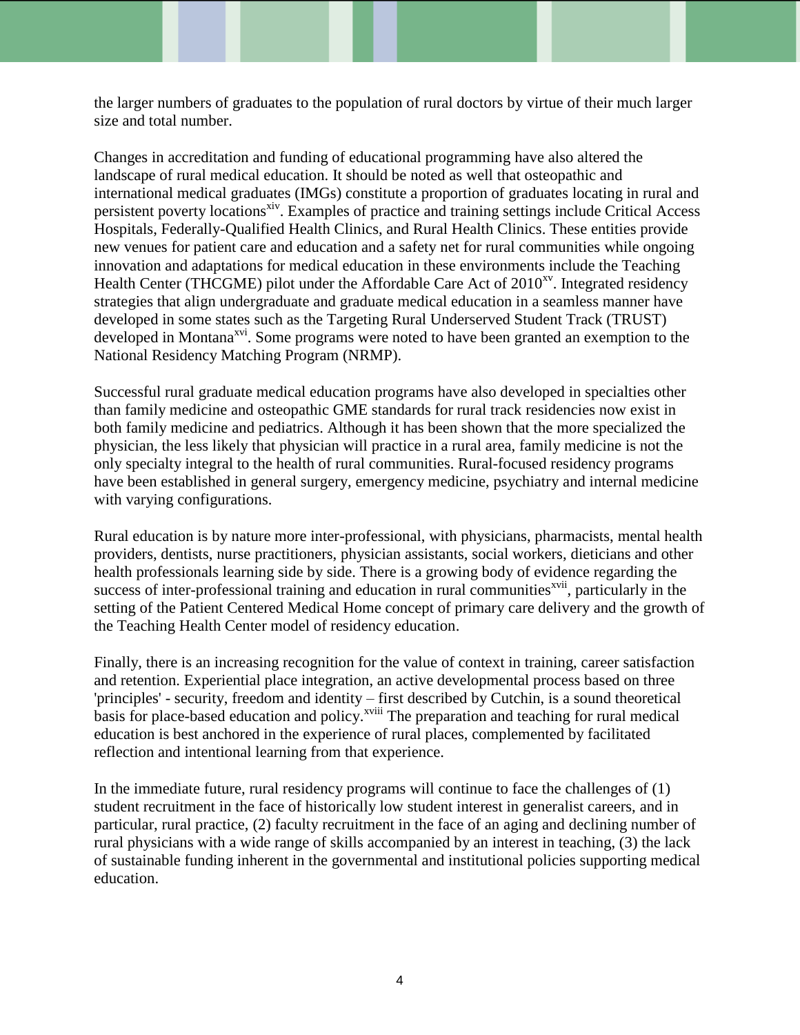the larger numbers of graduates to the population of rural doctors by virtue of their much larger size and total number.

Changes in accreditation and funding of educational programming have also altered the landscape of rural medical education. It should be noted as well that osteopathic and international medical graduates (IMGs) constitute a proportion of graduates locating in rural and persistent poverty locations[xiv]. Examples of practice and training settings include Critical Access Hospitals, Federally-Qualified Health Clinics, and Rural Health Clinics. These entities provide new venues for patient care and education and a safety net for rural communities while ongoing innovation and adaptations for medical education in these environments include the Teaching Health Center (THCGME) pilot under the Affordable Care Act of 2010[xv]. Integrated residency strategies that align undergraduate and graduate medical education in a seamless manner have developed in some states such as the Targeting Rural Underserved Student Track (TRUST) developed in Montana[xvi]. Some programs were noted to have been granted an exemption to the National Residency Matching Program (NRMP).

Successful rural graduate medical education programs have also developed in specialties other than family medicine and osteopathic GME standards for rural track residencies now exist in both family medicine and pediatrics. Although it has been shown that the more specialized the physician, the less likely that physician will practice in a rural area, family medicine is not the only specialty integral to the health of rural communities. Rural-focused residency programs have been established in general surgery, emergency medicine, psychiatry and internal medicine with varying configurations.

Rural education is by nature more inter-professional, with physicians, pharmacists, mental health providers, dentists, nurse practitioners, physician assistants, social workers, dieticians and other health professionals learning side by side. There is a growing body of evidence regarding the success of inter-professional training and education in rural communities[xvii], particularly in the setting of the Patient Centered Medical Home concept of primary care delivery and the growth of the Teaching Health Center model of residency education.

Finally, there is an increasing recognition for the value of context in training, career satisfaction and retention. Experiential place integration, an active developmental process based on three 'principles' - security, freedom and identity – first described by Cutchin, is a sound theoretical basis for place-based education and policy.[xviii] The preparation and teaching for rural medical education is best anchored in the experience of rural places, complemented by facilitated reflection and intentional learning from that experience.

In the immediate future, rural residency programs will continue to face the challenges of (1) student recruitment in the face of historically low student interest in generalist careers, and in particular, rural practice, (2) faculty recruitment in the face of an aging and declining number of rural physicians with a wide range of skills accompanied by an interest in teaching, (3) the lack of sustainable funding inherent in the governmental and institutional policies supporting medical education.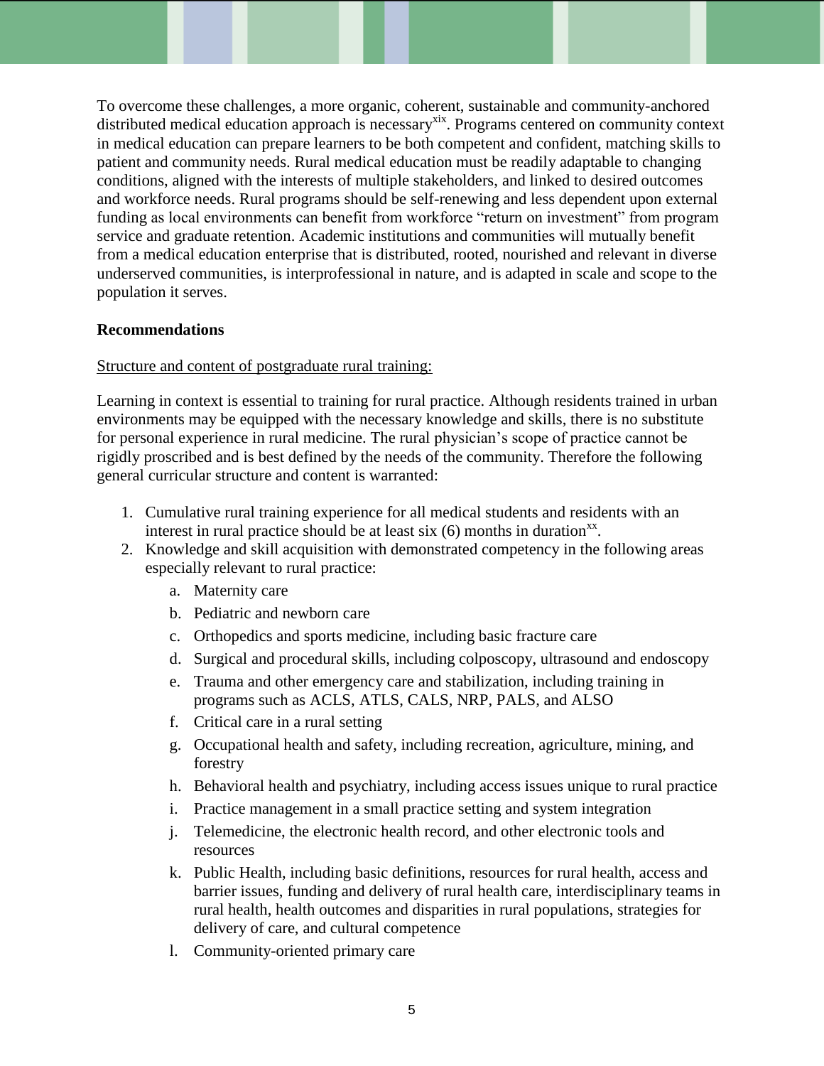To overcome these challenges, a more organic, coherent, sustainable and community-anchored distributed medical education approach is necessary[xix]. Programs centered on community context in medical education can prepare learners to be both competent and confident, matching skills to patient and community needs. Rural medical education must be readily adaptable to changing conditions, aligned with the interests of multiple stakeholders, and linked to desired outcomes and workforce needs. Rural programs should be self-renewing and less dependent upon external funding as local environments can benefit from workforce "return on investment" from program service and graduate retention. Academic institutions and communities will mutually benefit from a medical education enterprise that is distributed, rooted, nourished and relevant in diverse underserved communities, is interprofessional in nature, and is adapted in scale and scope to the population it serves.

**Recommendations**

Structure and content of postgraduate rural training:

Learning in context is essential to training for rural practice. Although residents trained in urban environments may be equipped with the necessary knowledge and skills, there is no substitute for personal experience in rural medicine. The rural physician's scope of practice cannot be rigidly proscribed and is best defined by the needs of the community. Therefore the following general curricular structure and content is warranted:

1. Cumulative rural training experience for all medical students and residents with an interest in rural practice should be at least six (6) months in duration[xx].
2. Knowledge and skill acquisition with demonstrated competency in the following areas especially relevant to rural practice:
    a. Maternity care
    b. Pediatric and newborn care
    c. Orthopedics and sports medicine, including basic fracture care
    d. Surgical and procedural skills, including colposcopy, ultrasound and endoscopy
    e. Trauma and other emergency care and stabilization, including training in programs such as ACLS, ATLS, CALS, NRP, PALS, and ALSO
    f. Critical care in a rural setting
    g. Occupational health and safety, including recreation, agriculture, mining, and forestry
    h. Behavioral health and psychiatry, including access issues unique to rural practice
    i. Practice management in a small practice setting and system integration
    j. Telemedicine, the electronic health record, and other electronic tools and resources
    k. Public Health, including basic definitions, resources for rural health, access and barrier issues, funding and delivery of rural health care, interdisciplinary teams in rural health, health outcomes and disparities in rural populations, strategies for delivery of care, and cultural competence
    l. Community-oriented primary care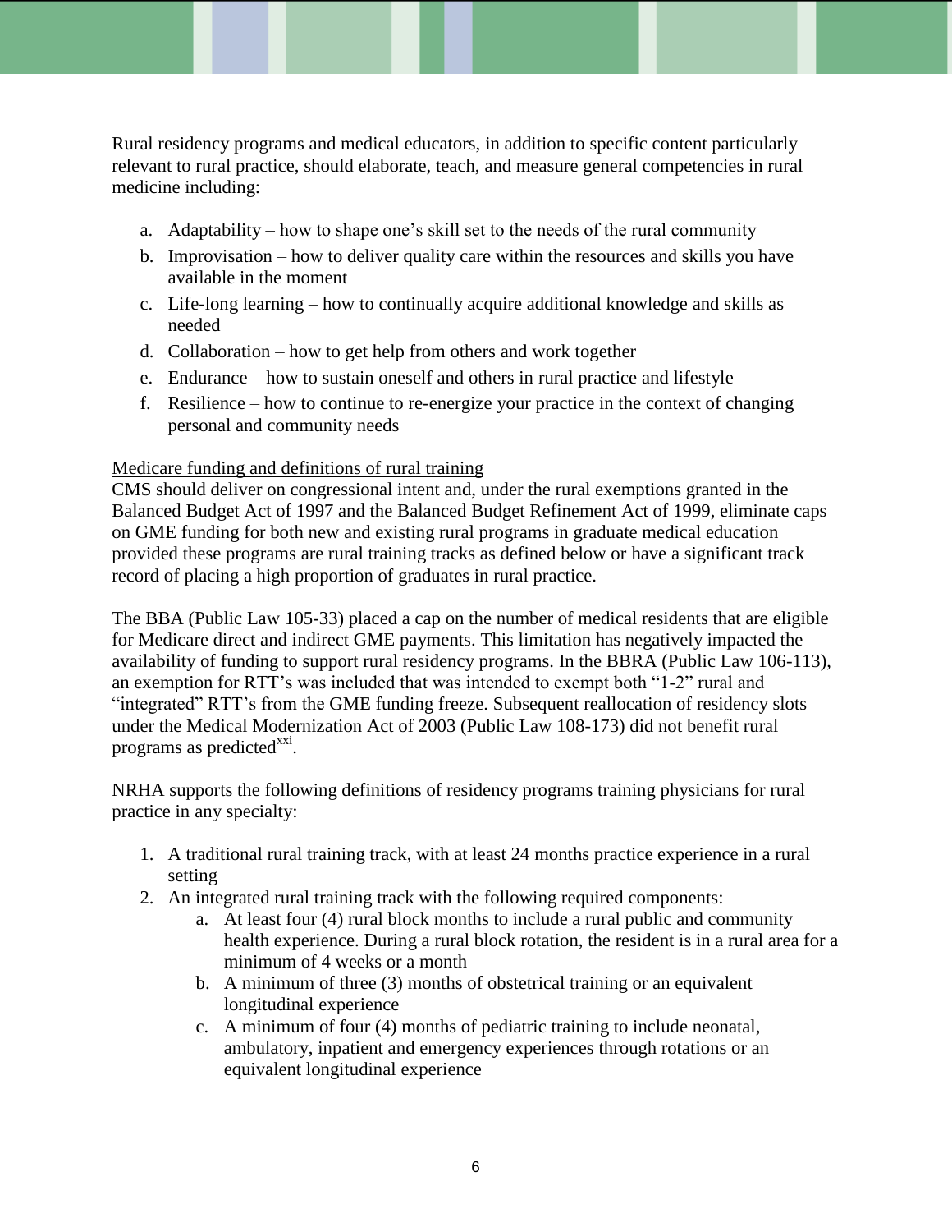Rural residency programs and medical educators, in addition to specific content particularly relevant to rural practice, should elaborate, teach, and measure general competencies in rural medicine including:

a. Adaptability – how to shape one's skill set to the needs of the rural community
b. Improvisation – how to deliver quality care within the resources and skills you have available in the moment
c. Life-long learning – how to continually acquire additional knowledge and skills as needed
d. Collaboration – how to get help from others and work together
e. Endurance – how to sustain oneself and others in rural practice and lifestyle
f. Resilience – how to continue to re-energize your practice in the context of changing personal and community needs

<u>Medicare funding and definitions of rural training</u>

CMS should deliver on congressional intent and, under the rural exemptions granted in the Balanced Budget Act of 1997 and the Balanced Budget Refinement Act of 1999, eliminate caps on GME funding for both new and existing rural programs in graduate medical education provided these programs are rural training tracks as defined below or have a significant track record of placing a high proportion of graduates in rural practice.

The BBA (Public Law 105-33) placed a cap on the number of medical residents that are eligible for Medicare direct and indirect GME payments. This limitation has negatively impacted the availability of funding to support rural residency programs. In the BBRA (Public Law 106-113), an exemption for RTT's was included that was intended to exempt both "1-2" rural and "integrated" RTT's from the GME funding freeze. Subsequent reallocation of residency slots under the Medical Modernization Act of 2003 (Public Law 108-173) did not benefit rural programs as predicted[xxi].

NRHA supports the following definitions of residency programs training physicians for rural practice in any specialty:

1. A traditional rural training track, with at least 24 months practice experience in a rural setting
2. An integrated rural training track with the following required components:
   a. At least four (4) rural block months to include a rural public and community health experience. During a rural block rotation, the resident is in a rural area for a minimum of 4 weeks or a month
   b. A minimum of three (3) months of obstetrical training or an equivalent longitudinal experience
   c. A minimum of four (4) months of pediatric training to include neonatal, ambulatory, inpatient and emergency experiences through rotations or an equivalent longitudinal experience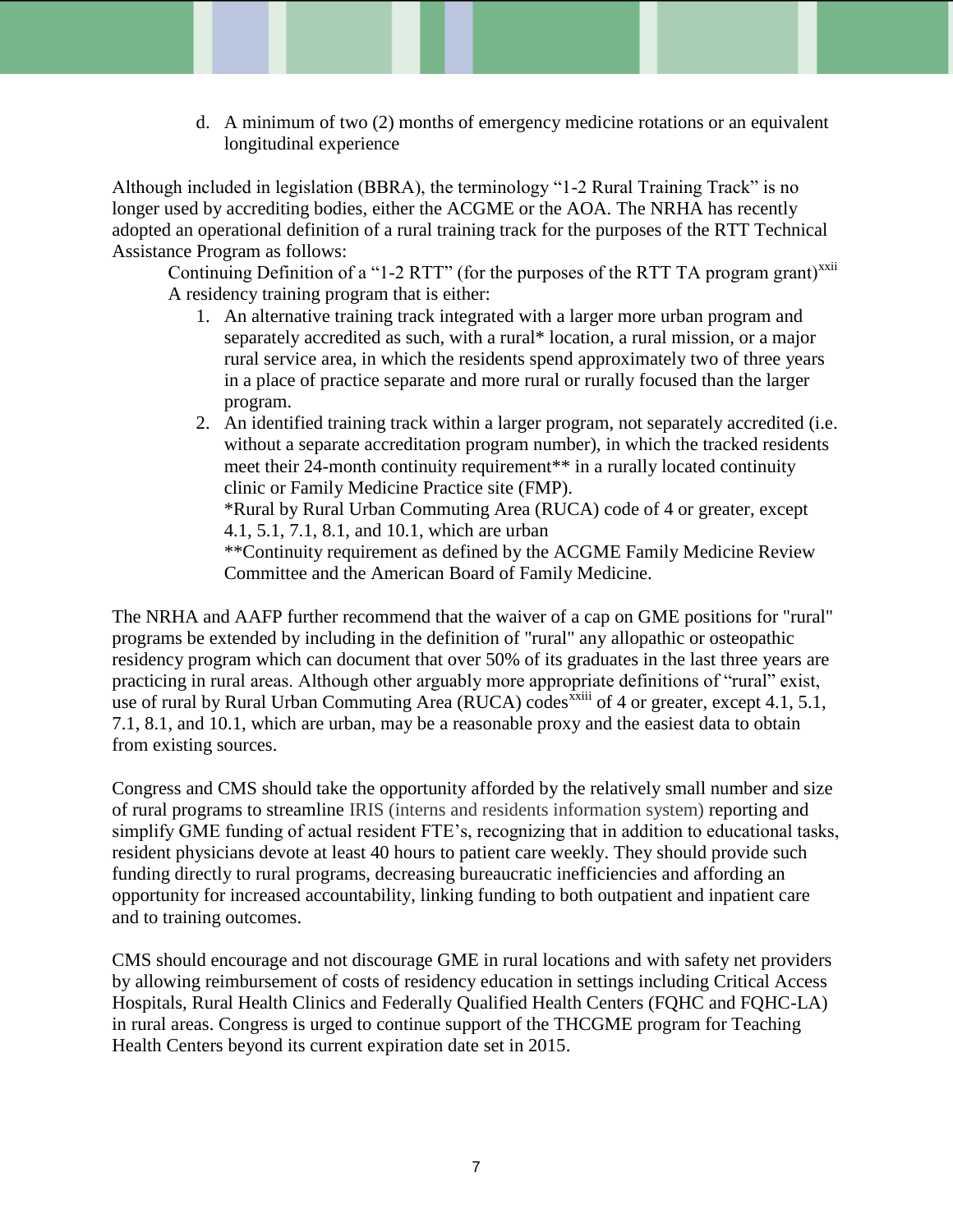d. A minimum of two (2) months of emergency medicine rotations or an equivalent longitudinal experience

Although included in legislation (BBRA), the terminology “1-2 Rural Training Track” is no longer used by accrediting bodies, either the ACGME or the AOA. The NRHA has recently adopted an operational definition of a rural training track for the purposes of the RTT Technical Assistance Program as follows:

Continuing Definition of a “1-2 RTT” (for the purposes of the RTT TA program grant)[xxii]
A residency training program that is either:

1. An alternative training track integrated with a larger more urban program and separately accredited as such, with a rural* location, a rural mission, or a major rural service area, in which the residents spend approximately two of three years in a place of practice separate and more rural or rurally focused than the larger program.
2. An identified training track within a larger program, not separately accredited (i.e. without a separate accreditation program number), in which the tracked residents meet their 24-month continuity requirement** in a rurally located continuity clinic or Family Medicine Practice site (FMP).
   *Rural by Rural Urban Commuting Area (RUCA) code of 4 or greater, except 4.1, 5.1, 7.1, 8.1, and 10.1, which are urban
   **Continuity requirement as defined by the ACGME Family Medicine Review Committee and the American Board of Family Medicine.

The NRHA and AAFP further recommend that the waiver of a cap on GME positions for "rural" programs be extended by including in the definition of "rural" any allopathic or osteopathic residency program which can document that over 50% of its graduates in the last three years are practicing in rural areas. Although other arguably more appropriate definitions of “rural” exist, use of rural by Rural Urban Commuting Area (RUCA) codes[xxiii] of 4 or greater, except 4.1, 5.1, 7.1, 8.1, and 10.1, which are urban, may be a reasonable proxy and the easiest data to obtain from existing sources.

Congress and CMS should take the opportunity afforded by the relatively small number and size of rural programs to streamline IRIS (interns and residents information system) reporting and simplify GME funding of actual resident FTE’s, recognizing that in addition to educational tasks, resident physicians devote at least 40 hours to patient care weekly. They should provide such funding directly to rural programs, decreasing bureaucratic inefficiencies and affording an opportunity for increased accountability, linking funding to both outpatient and inpatient care and to training outcomes.

CMS should encourage and not discourage GME in rural locations and with safety net providers by allowing reimbursement of costs of residency education in settings including Critical Access Hospitals, Rural Health Clinics and Federally Qualified Health Centers (FQHC and FQHC-LA) in rural areas. Congress is urged to continue support of the THCGME program for Teaching Health Centers beyond its current expiration date set in 2015.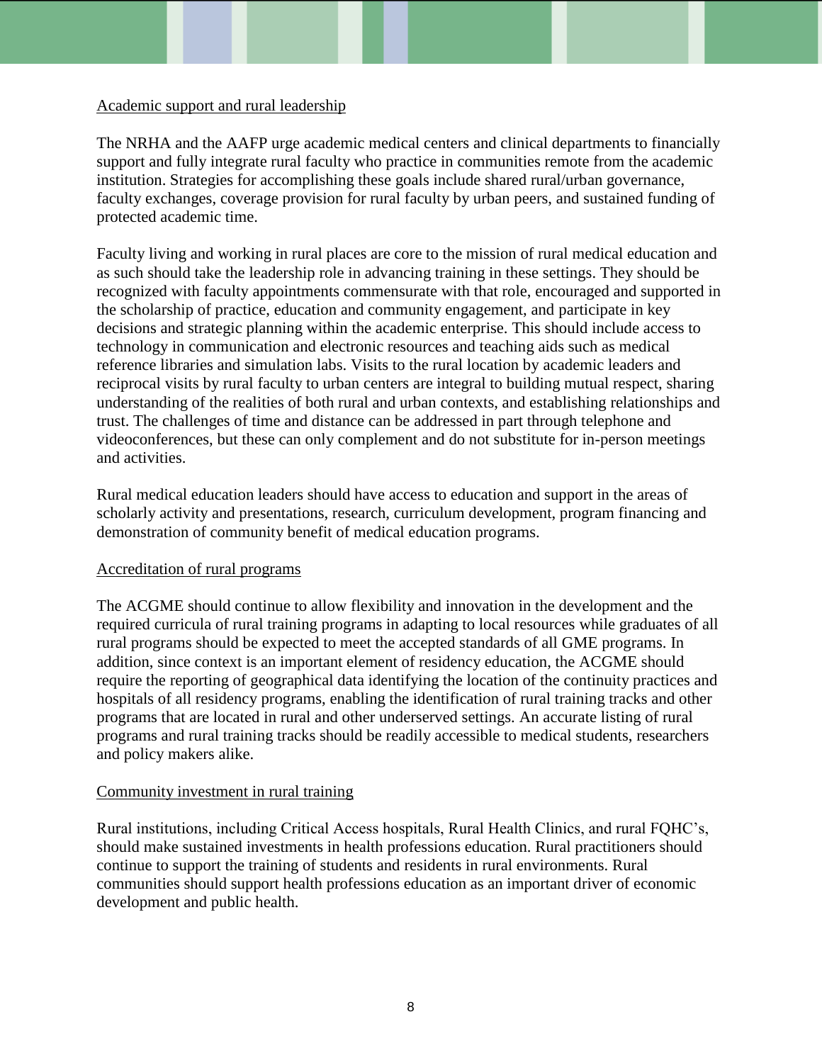### Academic support and rural leadership

The NRHA and the AAFP urge academic medical centers and clinical departments to financially support and fully integrate rural faculty who practice in communities remote from the academic institution. Strategies for accomplishing these goals include shared rural/urban governance, faculty exchanges, coverage provision for rural faculty by urban peers, and sustained funding of protected academic time.

Faculty living and working in rural places are core to the mission of rural medical education and as such should take the leadership role in advancing training in these settings. They should be recognized with faculty appointments commensurate with that role, encouraged and supported in the scholarship of practice, education and community engagement, and participate in key decisions and strategic planning within the academic enterprise. This should include access to technology in communication and electronic resources and teaching aids such as medical reference libraries and simulation labs. Visits to the rural location by academic leaders and reciprocal visits by rural faculty to urban centers are integral to building mutual respect, sharing understanding of the realities of both rural and urban contexts, and establishing relationships and trust. The challenges of time and distance can be addressed in part through telephone and videoconferences, but these can only complement and do not substitute for in-person meetings and activities.

Rural medical education leaders should have access to education and support in the areas of scholarly activity and presentations, research, curriculum development, program financing and demonstration of community benefit of medical education programs.

### Accreditation of rural programs

The ACGME should continue to allow flexibility and innovation in the development and the required curricula of rural training programs in adapting to local resources while graduates of all rural programs should be expected to meet the accepted standards of all GME programs. In addition, since context is an important element of residency education, the ACGME should require the reporting of geographical data identifying the location of the continuity practices and hospitals of all residency programs, enabling the identification of rural training tracks and other programs that are located in rural and other underserved settings. An accurate listing of rural programs and rural training tracks should be readily accessible to medical students, researchers and policy makers alike.

### Community investment in rural training

Rural institutions, including Critical Access hospitals, Rural Health Clinics, and rural FQHC's, should make sustained investments in health professions education. Rural practitioners should continue to support the training of students and residents in rural environments. Rural communities should support health professions education as an important driver of economic development and public health.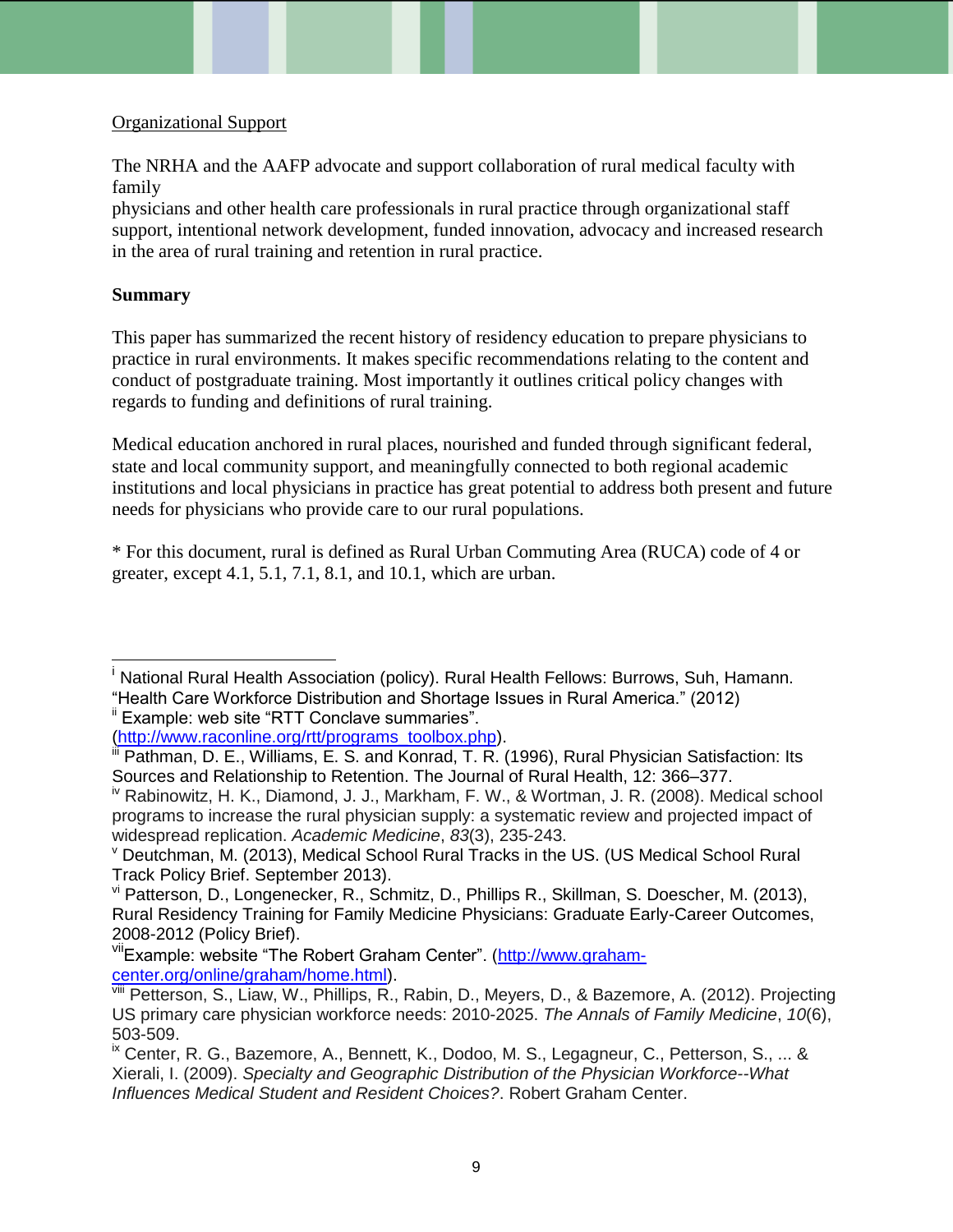Organizational Support

The NRHA and the AAFP advocate and support collaboration of rural medical faculty with family
physicians and other health care professionals in rural practice through organizational staff support, intentional network development, funded innovation, advocacy and increased research in the area of rural training and retention in rural practice.

**Summary**

This paper has summarized the recent history of residency education to prepare physicians to practice in rural environments. It makes specific recommendations relating to the content and conduct of postgraduate training. Most importantly it outlines critical policy changes with regards to funding and definitions of rural training.

Medical education anchored in rural places, nourished and funded through significant federal, state and local community support, and meaningfully connected to both regional academic institutions and local physicians in practice has great potential to address both present and future needs for physicians who provide care to our rural populations.

* For this document, rural is defined as Rural Urban Commuting Area (RUCA) code of 4 or greater, except 4.1, 5.1, 7.1, 8.1, and 10.1, which are urban.

---

[i] National Rural Health Association (policy). Rural Health Fellows: Burrows, Suh, Hamann. "Health Care Workforce Distribution and Shortage Issues in Rural America." (2012)

[ii] Example: web site "RTT Conclave summaries". (http://www.raconline.org/rtt/programs_toolbox.php).

[iii] Pathman, D. E., Williams, E. S. and Konrad, T. R. (1996), Rural Physician Satisfaction: Its Sources and Relationship to Retention. The Journal of Rural Health, 12: 366–377.

[iv] Rabinowitz, H. K., Diamond, J. J., Markham, F. W., & Wortman, J. R. (2008). Medical school programs to increase the rural physician supply: a systematic review and projected impact of widespread replication. *Academic Medicine*, *83*(3), 235-243.

[v] Deutchman, M. (2013), Medical School Rural Tracks in the US. (US Medical School Rural Track Policy Brief. September 2013).

[vi] Patterson, D., Longenecker, R., Schmitz, D., Phillips R., Skillman, S. Doescher, M. (2013), Rural Residency Training for Family Medicine Physicians: Graduate Early-Career Outcomes, 2008-2012 (Policy Brief).

[vii] Example: website "The Robert Graham Center". (http://www.graham-center.org/online/graham/home.html).

[viii] Petterson, S., Liaw, W., Phillips, R., Rabin, D., Meyers, D., & Bazemore, A. (2012). Projecting US primary care physician workforce needs: 2010-2025. *The Annals of Family Medicine*, *10*(6), 503-509.

[ix] Center, R. G., Bazemore, A., Bennett, K., Dodoo, M. S., Legagneur, C., Petterson, S., ... & Xierali, I. (2009). *Specialty and Geographic Distribution of the Physician Workforce--What Influences Medical Student and Resident Choices?*. Robert Graham Center.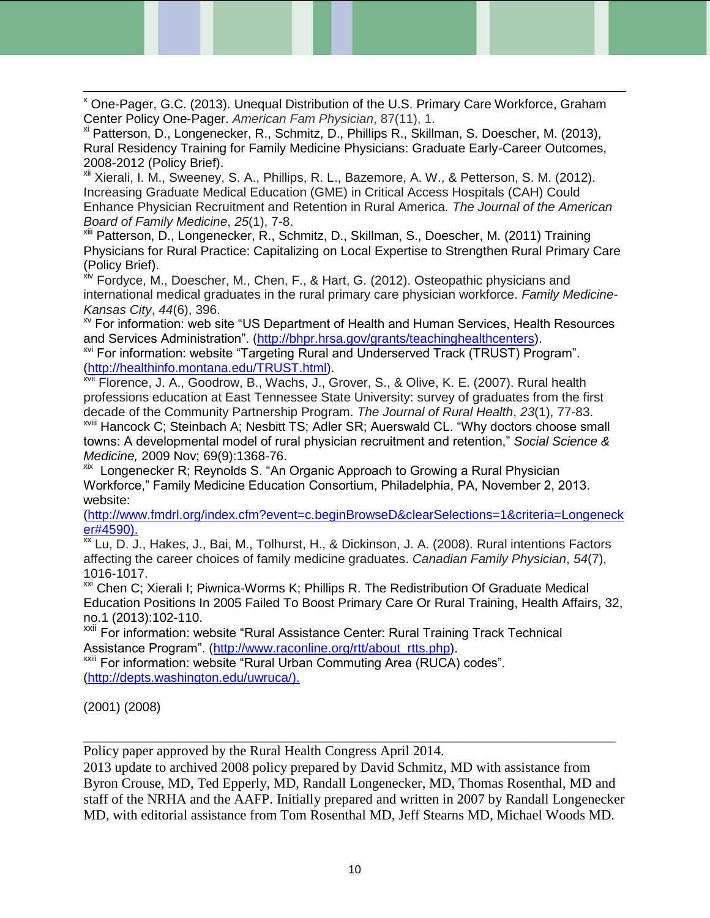[x] One-Pager, G.C. (2013). Unequal Distribution of the U.S. Primary Care Workforce, Graham Center Policy One-Pager. *American Fam Physician*, 87(11), 1.

[xi] Patterson, D., Longenecker, R., Schmitz, D., Phillips R., Skillman, S. Doescher, M. (2013), Rural Residency Training for Family Medicine Physicians: Graduate Early-Career Outcomes, 2008-2012 (Policy Brief).

[xii] Xierali, I. M., Sweeney, S. A., Phillips, R. L., Bazemore, A. W., & Petterson, S. M. (2012). Increasing Graduate Medical Education (GME) in Critical Access Hospitals (CAH) Could Enhance Physician Recruitment and Retention in Rural America. *The Journal of the American Board of Family Medicine*, *25*(1), 7-8.

[xiii] Patterson, D., Longenecker, R., Schmitz, D., Skillman, S., Doescher, M. (2011) Training Physicians for Rural Practice: Capitalizing on Local Expertise to Strengthen Rural Primary Care (Policy Brief).

[xiv] Fordyce, M., Doescher, M., Chen, F., & Hart, G. (2012). Osteopathic physicians and international medical graduates in the rural primary care physician workforce. *Family Medicine-Kansas City*, *44*(6), 396.

[xv] For information: web site "US Department of Health and Human Services, Health Resources and Services Administration". (http://bhpr.hrsa.gov/grants/teachinghealthcenters).

[xvi] For information: website "Targeting Rural and Underserved Track (TRUST) Program". (http://healthinfo.montana.edu/TRUST.html).

[xvii] Florence, J. A., Goodrow, B., Wachs, J., Grover, S., & Olive, K. E. (2007). Rural health professions education at East Tennessee State University: survey of graduates from the first decade of the Community Partnership Program. *The Journal of Rural Health*, *23*(1), 77-83.

[xviii] Hancock C; Steinbach A; Nesbitt TS; Adler SR; Auerswald CL. "Why doctors choose small towns: A developmental model of rural physician recruitment and retention," *Social Science & Medicine,* 2009 Nov; 69(9):1368-76.

[xix] Longenecker R; Reynolds S. "An Organic Approach to Growing a Rural Physician Workforce," Family Medicine Education Consortium, Philadelphia, PA, November 2, 2013. website: (http://www.fmdrl.org/index.cfm?event=c.beginBrowseD&clearSelections=1&criteria=Longenecker#4590).

[xx] Lu, D. J., Hakes, J., Bai, M., Tolhurst, H., & Dickinson, J. A. (2008). Rural intentions Factors affecting the career choices of family medicine graduates. *Canadian Family Physician*, *54*(7), 1016-1017.

[xxi] Chen C; Xierali I; Piwnica-Worms K; Phillips R. The Redistribution Of Graduate Medical Education Positions In 2005 Failed To Boost Primary Care Or Rural Training, Health Affairs, 32, no.1 (2013):102-110.

[xxii] For information: website "Rural Assistance Center: Rural Training Track Technical Assistance Program". (http://www.raconline.org/rtt/about_rtts.php).

[xxiii] For information: website "Rural Urban Commuting Area (RUCA) codes". (http://depts.washington.edu/uwruca/).

(2001) (2008)

---

Policy paper approved by the Rural Health Congress April 2014.

2013 update to archived 2008 policy prepared by David Schmitz, MD with assistance from Byron Crouse, MD, Ted Epperly, MD, Randall Longenecker, MD, Thomas Rosenthal, MD and staff of the NRHA and the AAFP. Initially prepared and written in 2007 by Randall Longenecker MD, with editorial assistance from Tom Rosenthal MD, Jeff Stearns MD, Michael Woods MD.